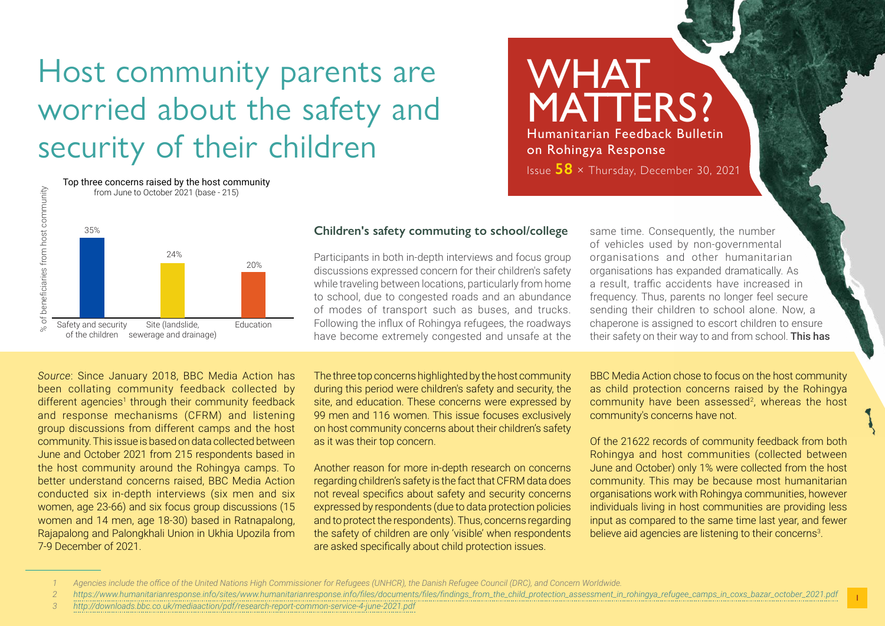# Host community parents are worried about the safety and security of their children

# WHAT MATTERS?

Humanitarian Feedback Bulletin on Rohingya Response

Issue **58** × Thursday, December 30, 2021

Top three concerns raised by the host community from June to October 2021 (base - 215)

| Concern | % of beneficiaries from host community |
| --- | --- |
| Safety and security of the children | 35% |
| Site (landslide, sewerage and drainage) | 24% |
| Education | 20% |

### Children's safety commuting to school/college

Participants in both in-depth interviews and focus group discussions expressed concern for their children's safety while traveling between locations, particularly from home to school, due to congested roads and an abundance of modes of transport such as buses, and trucks. Following the influx of Rohingya refugees, the roadways have become extremely congested and unsafe at the same time. Consequently, the number of vehicles used by non-governmental organisations and other humanitarian organisations has expanded dramatically. As a result, traffic accidents have increased in frequency. Thus, parents no longer feel secure sending their children to school alone. Now, a chaperone is assigned to escort children to ensure their safety on their way to and from school. **This has**

*Source*: Since January 2018, BBC Media Action has been collating community feedback collected by different agencies[1] through their community feedback and response mechanisms (CFRM) and listening group discussions from different camps and the host community. This issue is based on data collected between June and October 2021 from 215 respondents based in the host community around the Rohingya camps. To better understand concerns raised, BBC Media Action conducted six in-depth interviews (six men and six women, age 23-66) and six focus group discussions (15 women and 14 men, age 18-30) based in Ratnapalong, Rajapalong and Palongkhali Union in Ukhia Upozila from 7-9 December of 2021.

The three top concerns highlighted by the host community during this period were children's safety and security, the site, and education. These concerns were expressed by 99 men and 116 women. This issue focuses exclusively on host community concerns about their children's safety as it was their top concern.

Another reason for more in-depth research on concerns regarding children's safety is the fact that CFRM data does not reveal specifics about safety and security concerns expressed by respondents (due to data protection policies and to protect the respondents). Thus, concerns regarding the safety of children are only 'visible' when respondents are asked specifically about child protection issues.

BBC Media Action chose to focus on the host community as child protection concerns raised by the Rohingya community have been assessed[2], whereas the host community's concerns have not.

Of the 21622 records of community feedback from both Rohingya and host communities (collected between June and October) only 1% were collected from the host community. This may be because most humanitarian organisations work with Rohingya communities, however individuals living in host communities are providing less input as compared to the same time last year, and fewer believe aid agencies are listening to their concerns[3].

---

1 *Agencies include the office of the United Nations High Commissioner for Refugees (UNHCR), the Danish Refugee Council (DRC), and Concern Worldwide.*

2 *https://www.humanitarianresponse.info/sites/www.humanitarianresponse.info/files/documents/files/findings_from_the_child_protection_assessment_in_rohingya_refugee_camps_in_coxs_bazar_october_2021.pdf*

3 *http://downloads.bbc.co.uk/mediaaction/pdf/research-report-common-service-4-june-2021.pdf*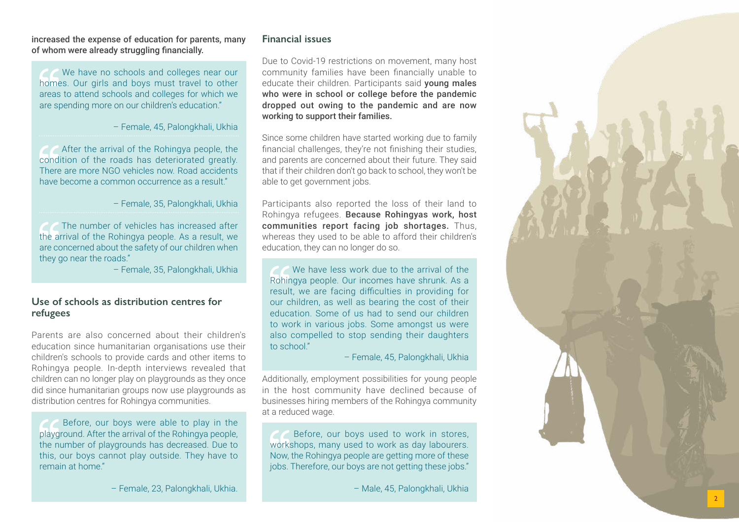**increased the expense of education for parents, many of whom were already struggling financially.**

> "We have no schools and colleges near our homes. Our girls and boys must travel to other areas to attend schools and colleges for which we are spending more on our children's education."
>
> – Female, 45, Palongkhali, Ukhia

> "After the arrival of the Rohingya people, the condition of the roads has deteriorated greatly. There are more NGO vehicles now. Road accidents have become a common occurrence as a result."
>
> – Female, 35, Palongkhali, Ukhia

> "The number of vehicles has increased after the arrival of the Rohingya people. As a result, we are concerned about the safety of our children when they go near the roads."
>
> – Female, 35, Palongkhali, Ukhia

### Use of schools as distribution centres for refugees

Parents are also concerned about their children's education since humanitarian organisations use their children's schools to provide cards and other items to Rohingya people. In-depth interviews revealed that children can no longer play on playgrounds as they once did since humanitarian groups now use playgrounds as distribution centres for Rohingya communities.

> "Before, our boys were able to play in the playground. After the arrival of the Rohingya people, the number of playgrounds has decreased. Due to this, our boys cannot play outside. They have to remain at home."
>
> – Female, 23, Palongkhali, Ukhia.

### Financial issues

Due to Covid-19 restrictions on movement, many host community families have been financially unable to educate their children. Participants said **young males who were in school or college before the pandemic dropped out owing to the pandemic and are now working to support their families.**

Since some children have started working due to family financial challenges, they're not finishing their studies, and parents are concerned about their future. They said that if their children don't go back to school, they won't be able to get government jobs.

Participants also reported the loss of their land to Rohingya refugees. **Because Rohingyas work, host communities report facing job shortages.** Thus, whereas they used to be able to afford their children's education, they can no longer do so.

> "We have less work due to the arrival of the Rohingya people. Our incomes have shrunk. As a result, we are facing difficulties in providing for our children, as well as bearing the cost of their education. Some of us had to send our children to work in various jobs. Some amongst us were also compelled to stop sending their daughters to school."
>
> – Female, 45, Palongkhali, Ukhia

Additionally, employment possibilities for young people in the host community have declined because of businesses hiring members of the Rohingya community at a reduced wage.

> "Before, our boys used to work in stores, workshops, many used to work as day labourers. Now, the Rohingya people are getting more of these jobs. Therefore, our boys are not getting these jobs."
>
> – Male, 45, Palongkhali, Ukhia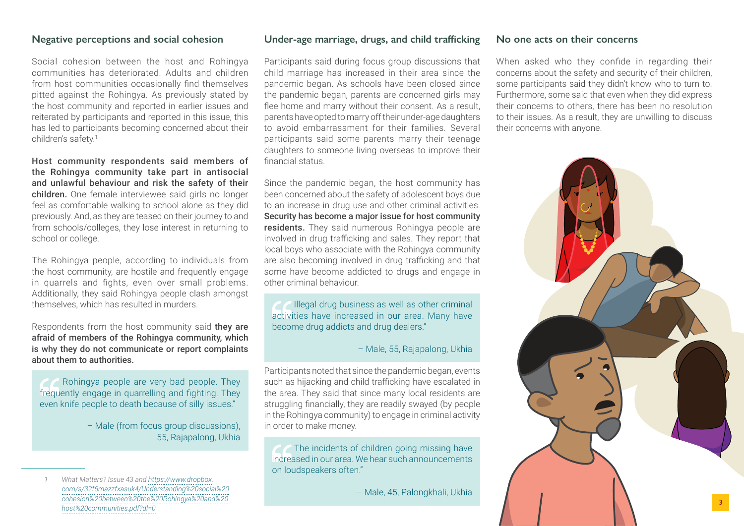## Negative perceptions and social cohesion

Social cohesion between the host and Rohingya communities has deteriorated. Adults and children from host communities occasionally find themselves pitted against the Rohingya. As previously stated by the host community and reported in earlier issues and reiterated by participants and reported in this issue, this has led to participants becoming concerned about their children's safety.[1]

**Host community respondents said members of the Rohingya community take part in antisocial and unlawful behaviour and risk the safety of their children.** One female interviewee said girls no longer feel as comfortable walking to school alone as they did previously. And, as they are teased on their journey to and from schools/colleges, they lose interest in returning to school or college.

The Rohingya people, according to individuals from the host community, are hostile and frequently engage in quarrels and fights, even over small problems. Additionally, they said Rohingya people clash amongst themselves, which has resulted in murders.

Respondents from the host community said **they are afraid of members of the Rohingya community, which is why they do not communicate or report complaints about them to authorities.**

> "Rohingya people are very bad people. They frequently engage in quarrelling and fighting. They even knife people to death because of silly issues."
>
> – Male (from focus group discussions), 55, Rajapalong, Ukhia

## Under-age marriage, drugs, and child trafficking

Participants said during focus group discussions that child marriage has increased in their area since the pandemic began. As schools have been closed since the pandemic began, parents are concerned girls may flee home and marry without their consent. As a result, parents have opted to marry off their under-age daughters to avoid embarrassment for their families. Several participants said some parents marry their teenage daughters to someone living overseas to improve their financial status.

Since the pandemic began, the host community has been concerned about the safety of adolescent boys due to an increase in drug use and other criminal activities. **Security has become a major issue for host community residents.** They said numerous Rohingya people are involved in drug trafficking and sales. They report that local boys who associate with the Rohingya community are also becoming involved in drug trafficking and that some have become addicted to drugs and engage in other criminal behaviour.

> "Illegal drug business as well as other criminal activities have increased in our area. Many have become drug addicts and drug dealers."
>
> – Male, 55, Rajapalong, Ukhia

Participants noted that since the pandemic began, events such as hijacking and child trafficking have escalated in the area. They said that since many local residents are struggling financially, they are readily swayed (by people in the Rohingya community) to engage in criminal activity in order to make money.

> "The incidents of children going missing have increased in our area. We hear such announcements on loudspeakers often."
>
> – Male, 45, Palongkhali, Ukhia

## No one acts on their concerns

When asked who they confide in regarding their concerns about the safety and security of their children, some participants said they didn't know who to turn to. Furthermore, some said that even when they did express their concerns to others, there has been no resolution to their issues. As a result, they are unwilling to discuss their concerns with anyone.

---

1 *What Matters? Issue 43 and https://www.dropbox.com/s/32f6mazzfxasuk4/Understanding%20social%20cohesion%20between%20the%20Rohingya%20and%20host%20communities.pdf?dl=0*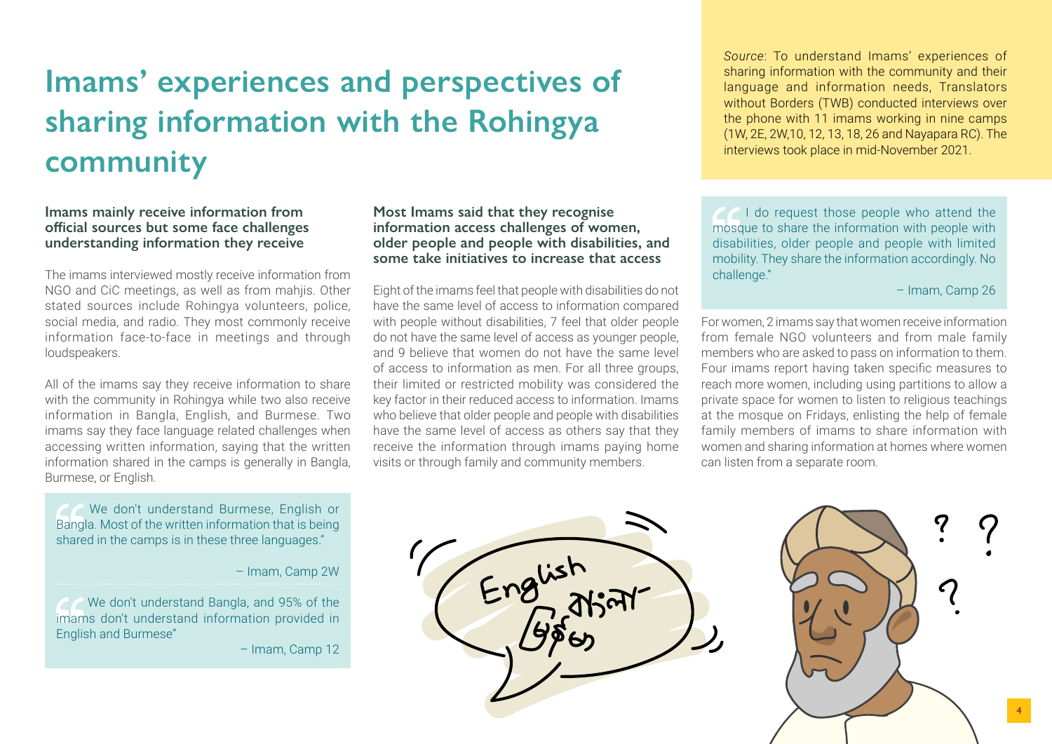# Imams' experiences and perspectives of sharing information with the Rohingya community

*Source*: To understand Imams' experiences of sharing information with the community and their language and information needs, Translators without Borders (TWB) conducted interviews over the phone with 11 imams working in nine camps (1W, 2E, 2W,10, 12, 13, 18, 26 and Nayapara RC). The interviews took place in mid-November 2021.

### Imams mainly receive information from official sources but some face challenges understanding information they receive

The imams interviewed mostly receive information from NGO and CiC meetings, as well as from mahjis. Other stated sources include Rohingya volunteers, police, social media, and radio. They most commonly receive information face-to-face in meetings and through loudspeakers.

All of the imams say they receive information to share with the community in Rohingya while two also receive information in Bangla, English, and Burmese. Two imams say they face language related challenges when accessing written information, saying that the written information shared in the camps is generally in Bangla, Burmese, or English.

> We don't understand Burmese, English or Bangla. Most of the written information that is being shared in the camps is in these three languages."
>
> – Imam, Camp 2W

> We don't understand Bangla, and 95% of the imams don't understand information provided in English and Burmese"
>
> – Imam, Camp 12

### Most Imams said that they recognise information access challenges of women, older people and people with disabilities, and some take initiatives to increase that access

Eight of the imams feel that people with disabilities do not have the same level of access to information compared with people without disabilities, 7 feel that older people do not have the same level of access as younger people, and 9 believe that women do not have the same level of access to information as men. For all three groups, their limited or restricted mobility was considered the key factor in their reduced access to information. Imams who believe that older people and people with disabilities have the same level of access as others say that they receive the information through imams paying home visits or through family and community members.

> I do request those people who attend the mosque to share the information with people with disabilities, older people and people with limited mobility. They share the information accordingly. No challenge."
>
> – Imam, Camp 26

For women, 2 imams say that women receive information from female NGO volunteers and from male family members who are asked to pass on information to them. Four imams report having taken specific measures to reach more women, including using partitions to allow a private space for women to listen to religious teachings at the mosque on Fridays, enlisting the help of female family members of imams to share information with women and sharing information at homes where women can listen from a separate room.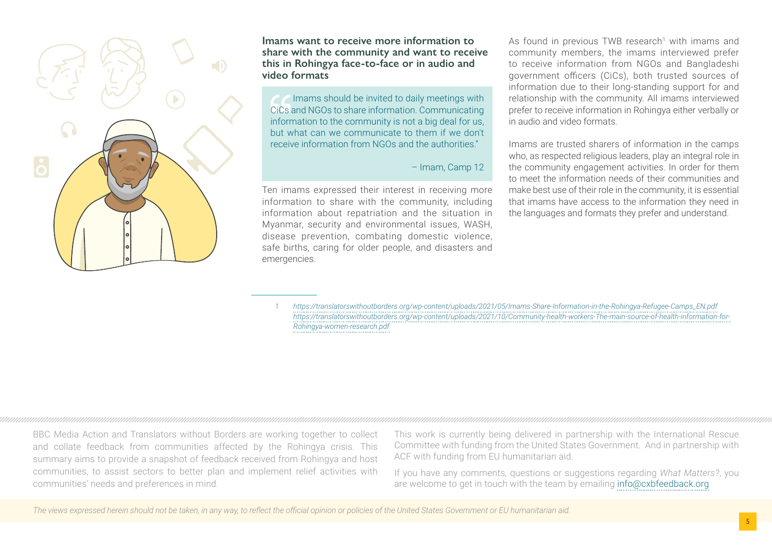### Imams want to receive more information to share with the community and want to receive this in Rohingya face-to-face or in audio and video formats

> Imams should be invited to daily meetings with CiCs and NGOs to share information. Communicating information to the community is not a big deal for us, but what can we communicate to them if we don't receive information from NGOs and the authorities."
>
> – Imam, Camp 12

Ten imams expressed their interest in receiving more information to share with the community, including information about repatriation and the situation in Myanmar, security and environmental issues, WASH, disease prevention, combating domestic violence, safe births, caring for older people, and disasters and emergencies.

As found in previous TWB research[1] with imams and community members, the imams interviewed prefer to receive information from NGOs and Bangladeshi government officers (CiCs), both trusted sources of information due to their long-standing support for and relationship with the community. All imams interviewed prefer to receive information in Rohingya either verbally or in audio and video formats.

Imams are trusted sharers of information in the camps who, as respected religious leaders, play an integral role in the community engagement activities. In order for them to meet the information needs of their communities and make best use of their role in the community, it is essential that imams have access to the information they need in the languages and formats they prefer and understand.

---

1 *https://translatorswithoutborders.org/wp-content/uploads/2021/05/Imams-Share-Information-in-the-Rohingya-Refugee-Camps_EN.pdf*
*https://translatorswithoutborders.org/wp-content/uploads/2021/10/Community-health-workers-The-main-source-of-health-information-for-Rohingya-women-research.pdf*

---

BBC Media Action and Translators without Borders are working together to collect and collate feedback from communities affected by the Rohingya crisis. This summary aims to provide a snapshot of feedback received from Rohingya and host communities, to assist sectors to better plan and implement relief activities with communities' needs and preferences in mind.

This work is currently being delivered in partnership with the International Rescue Committee with funding from the United States Government. And in partnership with ACF with funding from EU humanitarian aid.

If you have any comments, questions or suggestions regarding *What Matters?*, you are welcome to get in touch with the team by emailing info@cxbfeedback.org

*The views expressed herein should not be taken, in any way, to reflect the official opinion or policies of the United States Government or EU humanitarian aid.*